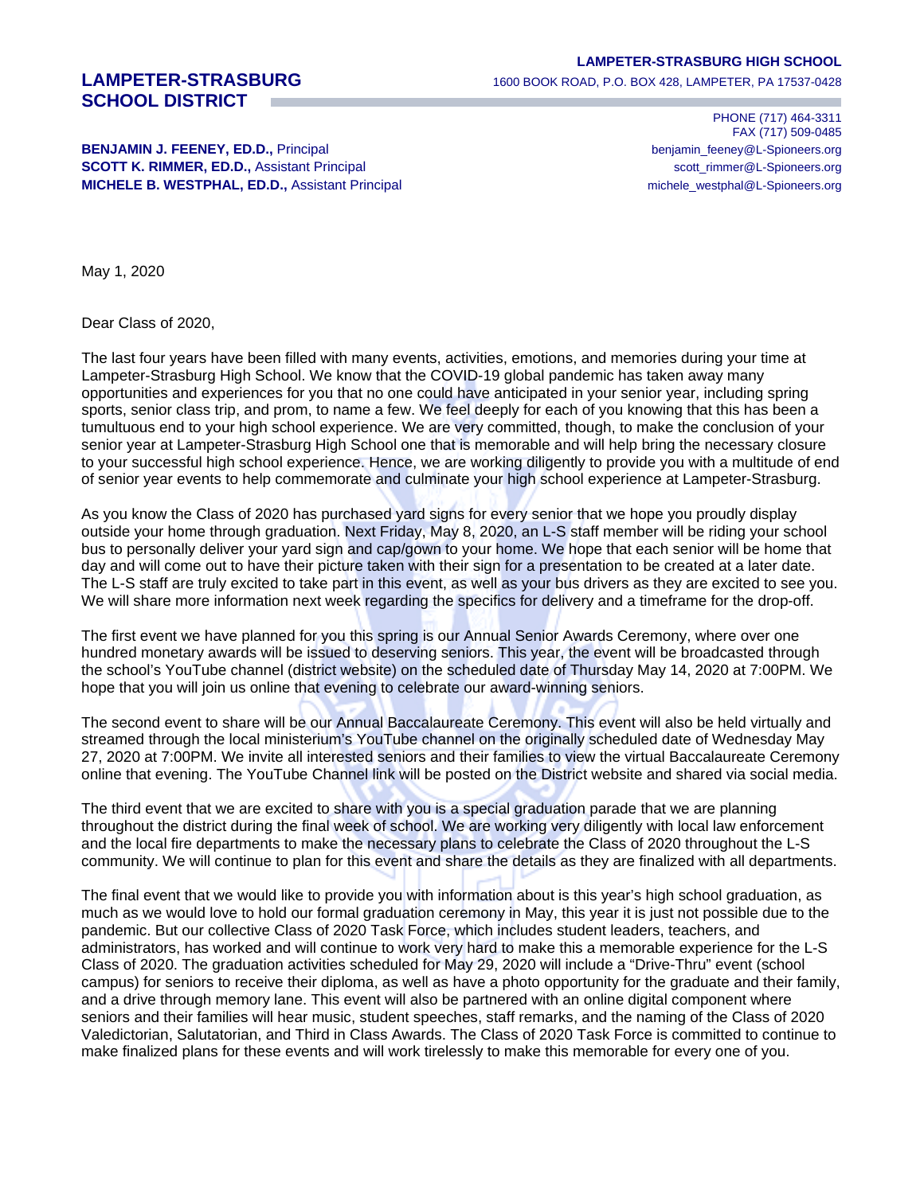# LAMPETER-STRASBURG SCHOOL DISTRICT

**LAMPETER-STRASBURG HIGH SCHOOL**
1600 BOOK ROAD, P.O. BOX 428, LAMPETER, PA 17537-0428

PHONE (717) 464-3311
FAX (717) 509-0485

**BENJAMIN J. FEENEY, ED.D.,** Principal — benjamin_feeney@L-Spioneers.org
**SCOTT K. RIMMER, ED.D.,** Assistant Principal — scott_rimmer@L-Spioneers.org
**MICHELE B. WESTPHAL, ED.D.,** Assistant Principal — michele_westphal@L-Spioneers.org

May 1, 2020

Dear Class of 2020,

The last four years have been filled with many events, activities, emotions, and memories during your time at Lampeter-Strasburg High School. We know that the COVID-19 global pandemic has taken away many opportunities and experiences for you that no one could have anticipated in your senior year, including spring sports, senior class trip, and prom, to name a few. We feel deeply for each of you knowing that this has been a tumultuous end to your high school experience. We are very committed, though, to make the conclusion of your senior year at Lampeter-Strasburg High School one that is memorable and will help bring the necessary closure to your successful high school experience. Hence, we are working diligently to provide you with a multitude of end of senior year events to help commemorate and culminate your high school experience at Lampeter-Strasburg.

As you know the Class of 2020 has purchased yard signs for every senior that we hope you proudly display outside your home through graduation. Next Friday, May 8, 2020, an L-S staff member will be riding your school bus to personally deliver your yard sign and cap/gown to your home. We hope that each senior will be home that day and will come out to have their picture taken with their sign for a presentation to be created at a later date. The L-S staff are truly excited to take part in this event, as well as your bus drivers as they are excited to see you. We will share more information next week regarding the specifics for delivery and a timeframe for the drop-off.

The first event we have planned for you this spring is our Annual Senior Awards Ceremony, where over one hundred monetary awards will be issued to deserving seniors. This year, the event will be broadcasted through the school's YouTube channel (district website) on the scheduled date of Thursday May 14, 2020 at 7:00PM. We hope that you will join us online that evening to celebrate our award-winning seniors.

The second event to share will be our Annual Baccalaureate Ceremony. This event will also be held virtually and streamed through the local ministerium's YouTube channel on the originally scheduled date of Wednesday May 27, 2020 at 7:00PM. We invite all interested seniors and their families to view the virtual Baccalaureate Ceremony online that evening. The YouTube Channel link will be posted on the District website and shared via social media.

The third event that we are excited to share with you is a special graduation parade that we are planning throughout the district during the final week of school. We are working very diligently with local law enforcement and the local fire departments to make the necessary plans to celebrate the Class of 2020 throughout the L-S community. We will continue to plan for this event and share the details as they are finalized with all departments.

The final event that we would like to provide you with information about is this year's high school graduation, as much as we would love to hold our formal graduation ceremony in May, this year it is just not possible due to the pandemic. But our collective Class of 2020 Task Force, which includes student leaders, teachers, and administrators, has worked and will continue to work very hard to make this a memorable experience for the L-S Class of 2020. The graduation activities scheduled for May 29, 2020 will include a "Drive-Thru" event (school campus) for seniors to receive their diploma, as well as have a photo opportunity for the graduate and their family, and a drive through memory lane. This event will also be partnered with an online digital component where seniors and their families will hear music, student speeches, staff remarks, and the naming of the Class of 2020 Valedictorian, Salutatorian, and Third in Class Awards. The Class of 2020 Task Force is committed to continue to make finalized plans for these events and will work tirelessly to make this memorable for every one of you.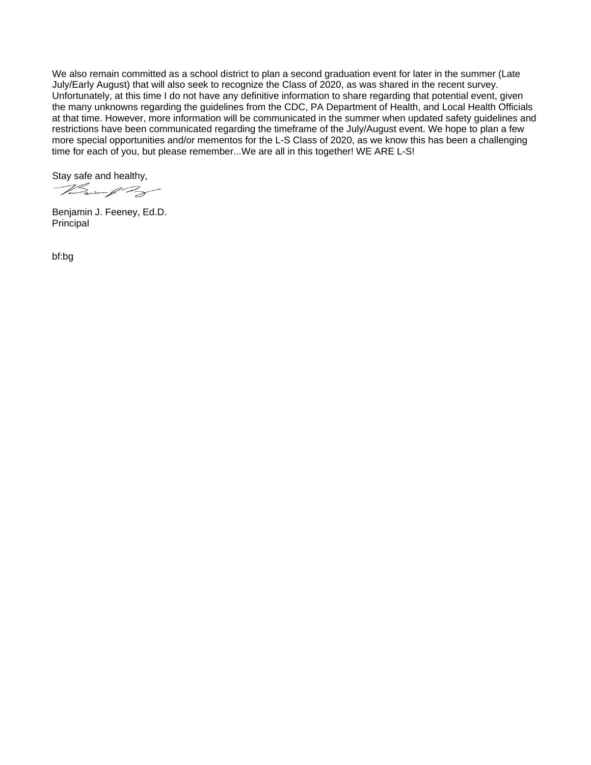We also remain committed as a school district to plan a second graduation event for later in the summer (Late July/Early August) that will also seek to recognize the Class of 2020, as was shared in the recent survey. Unfortunately, at this time I do not have any definitive information to share regarding that potential event, given the many unknowns regarding the guidelines from the CDC, PA Department of Health, and Local Health Officials at that time. However, more information will be communicated in the summer when updated safety guidelines and restrictions have been communicated regarding the timeframe of the July/August event. We hope to plan a few more special opportunities and/or mementos for the L-S Class of 2020, as we know this has been a challenging time for each of you, but please remember...We are all in this together! WE ARE L-S!

Stay safe and healthy,

Benjamin J. Feeney, Ed.D.
Principal

bf:bg